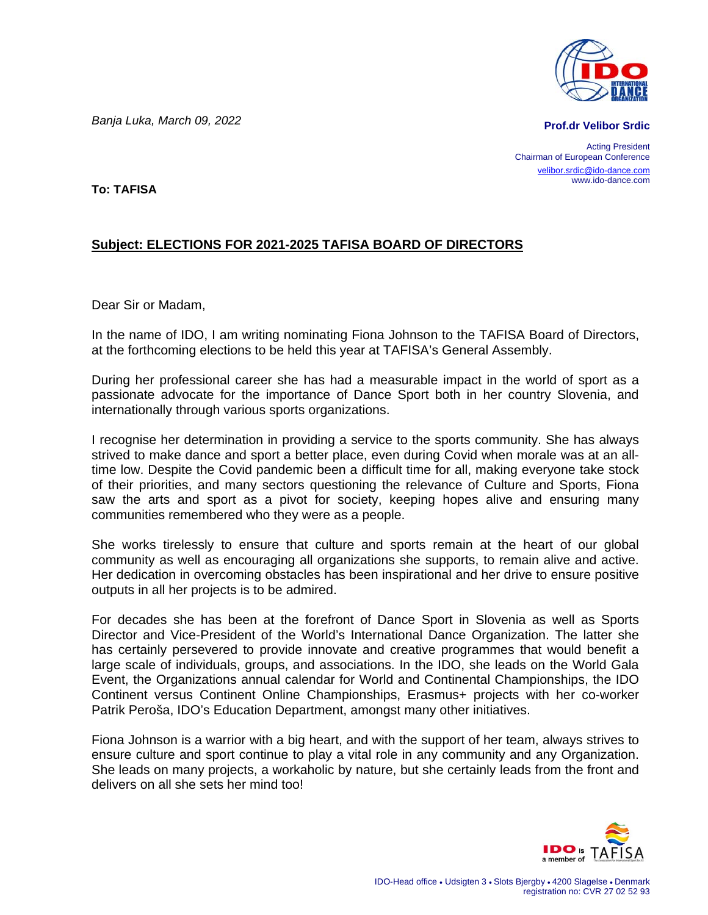**Prof.dr Velibor Srdic**

Acting President
Chairman of European Conference
velibor.srdic@ido-dance.com
www.ido-dance.com

*Banja Luka, March 09, 2022*

**To: TAFISA**

**Subject: ELECTIONS FOR 2021-2025 TAFISA BOARD OF DIRECTORS**

Dear Sir or Madam,

In the name of IDO, I am writing nominating Fiona Johnson to the TAFISA Board of Directors, at the forthcoming elections to be held this year at TAFISA's General Assembly.

During her professional career she has had a measurable impact in the world of sport as a passionate advocate for the importance of Dance Sport both in her country Slovenia, and internationally through various sports organizations.

I recognise her determination in providing a service to the sports community. She has always strived to make dance and sport a better place, even during Covid when morale was at an all-time low. Despite the Covid pandemic been a difficult time for all, making everyone take stock of their priorities, and many sectors questioning the relevance of Culture and Sports, Fiona saw the arts and sport as a pivot for society, keeping hopes alive and ensuring many communities remembered who they were as a people.

She works tirelessly to ensure that culture and sports remain at the heart of our global community as well as encouraging all organizations she supports, to remain alive and active. Her dedication in overcoming obstacles has been inspirational and her drive to ensure positive outputs in all her projects is to be admired.

For decades she has been at the forefront of Dance Sport in Slovenia as well as Sports Director and Vice-President of the World's International Dance Organization. The latter she has certainly persevered to provide innovate and creative programmes that would benefit a large scale of individuals, groups, and associations. In the IDO, she leads on the World Gala Event, the Organizations annual calendar for World and Continental Championships, the IDO Continent versus Continent Online Championships, Erasmus+ projects with her co-worker Patrik Peroša, IDO's Education Department, amongst many other initiatives.

Fiona Johnson is a warrior with a big heart, and with the support of her team, always strives to ensure culture and sport continue to play a vital role in any community and any Organization. She leads on many projects, a workaholic by nature, but she certainly leads from the front and delivers on all she sets her mind too!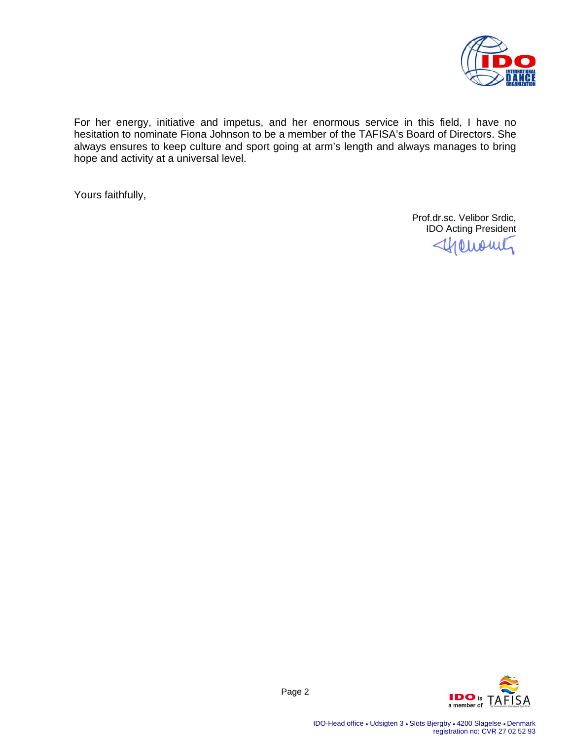For her energy, initiative and impetus, and her enormous service in this field, I have no hesitation to nominate Fiona Johnson to be a member of the TAFISA's Board of Directors. She always ensures to keep culture and sport going at arm's length and always manages to bring hope and activity at a universal level.

Yours faithfully,

Prof.dr.sc. Velibor Srdic,
IDO Acting President

IDO-Head office • Udsigten 3 • Slots Bjergby • 4200 Slagelse • Denmark
registration no: CVR 27 02 52 93